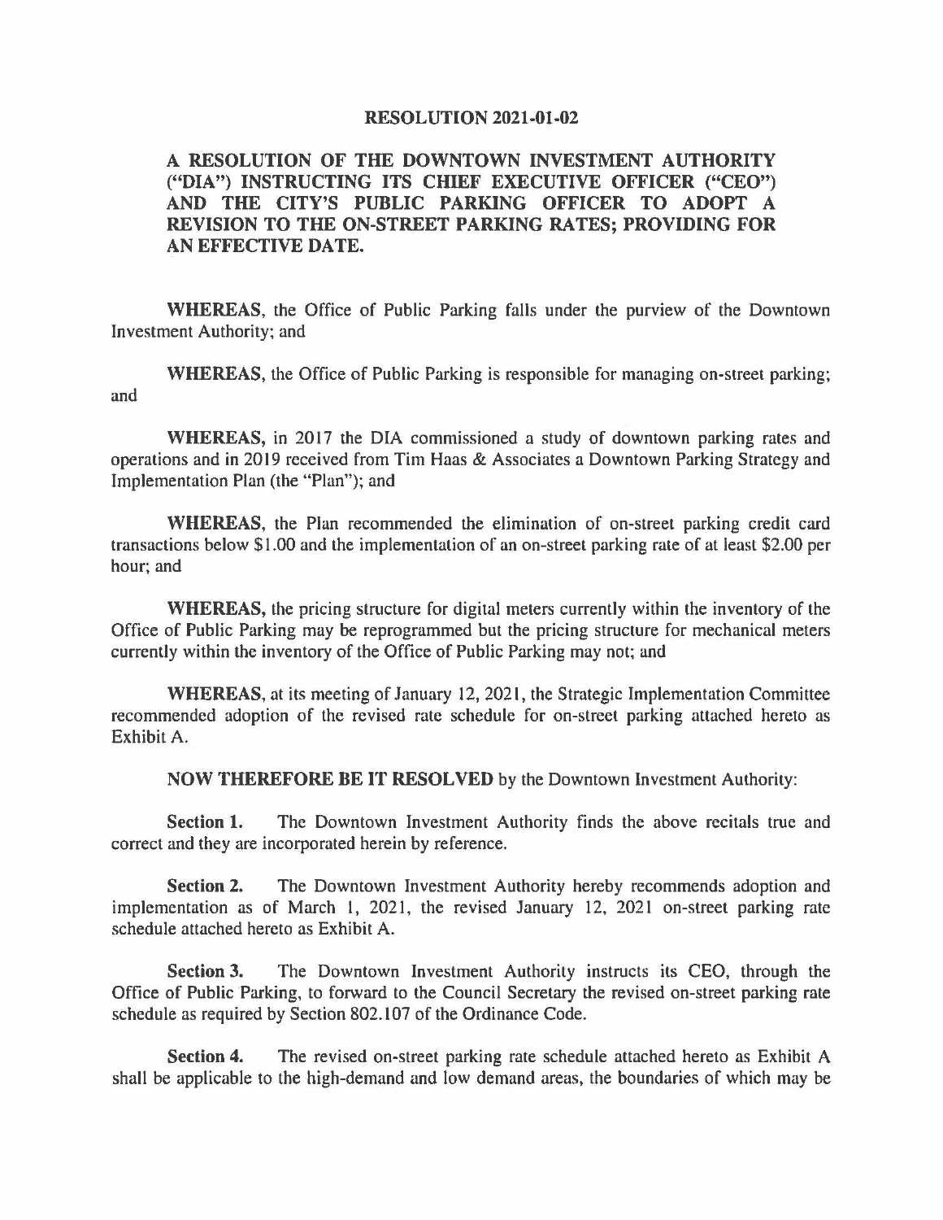**RESOLUTION 2021-01-02**

**A RESOLUTION OF THE DOWNTOWN INVESTMENT AUTHORITY ("DIA") INSTRUCTING ITS CHIEF EXECUTIVE OFFICER ("CEO") AND THE CITY'S PUBLIC PARKING OFFICER TO ADOPT A REVISION TO THE ON-STREET PARKING RATES; PROVIDING FOR AN EFFECTIVE DATE.**

**WHEREAS**, the Office of Public Parking falls under the purview of the Downtown Investment Authority; and

**WHEREAS**, the Office of Public Parking is responsible for managing on-street parking; and

**WHEREAS**, in 2017 the DIA commissioned a study of downtown parking rates and operations and in 2019 received from Tim Haas & Associates a Downtown Parking Strategy and Implementation Plan (the "Plan"); and

**WHEREAS**, the Plan recommended the elimination of on-street parking credit card transactions below $1.00 and the implementation of an on-street parking rate of at least $2.00 per hour; and

**WHEREAS,** the pricing structure for digital meters currently within the inventory of the Office of Public Parking may be reprogrammed but the pricing structure for mechanical meters currently within the inventory of the Office of Public Parking may not; and

**WHEREAS**, at its meeting of January 12, 2021, the Strategic Implementation Committee recommended adoption of the revised rate schedule for on-street parking attached hereto as Exhibit A.

**NOW THEREFORE BE IT RESOLVED** by the Downtown Investment Authority:

**Section 1.** The Downtown Investment Authority finds the above recitals true and correct and they are incorporated herein by reference.

**Section 2.** The Downtown Investment Authority hereby recommends adoption and implementation as of March 1, 2021, the revised January 12, 2021 on-street parking rate schedule attached hereto as Exhibit A.

**Section 3.** The Downtown Investment Authority instructs its CEO, through the Office of Public Parking, to forward to the Council Secretary the revised on-street parking rate schedule as required by Section 802.107 of the Ordinance Code.

**Section 4.** The revised on-street parking rate schedule attached hereto as Exhibit A shall be applicable to the high-demand and low demand areas, the boundaries of which may be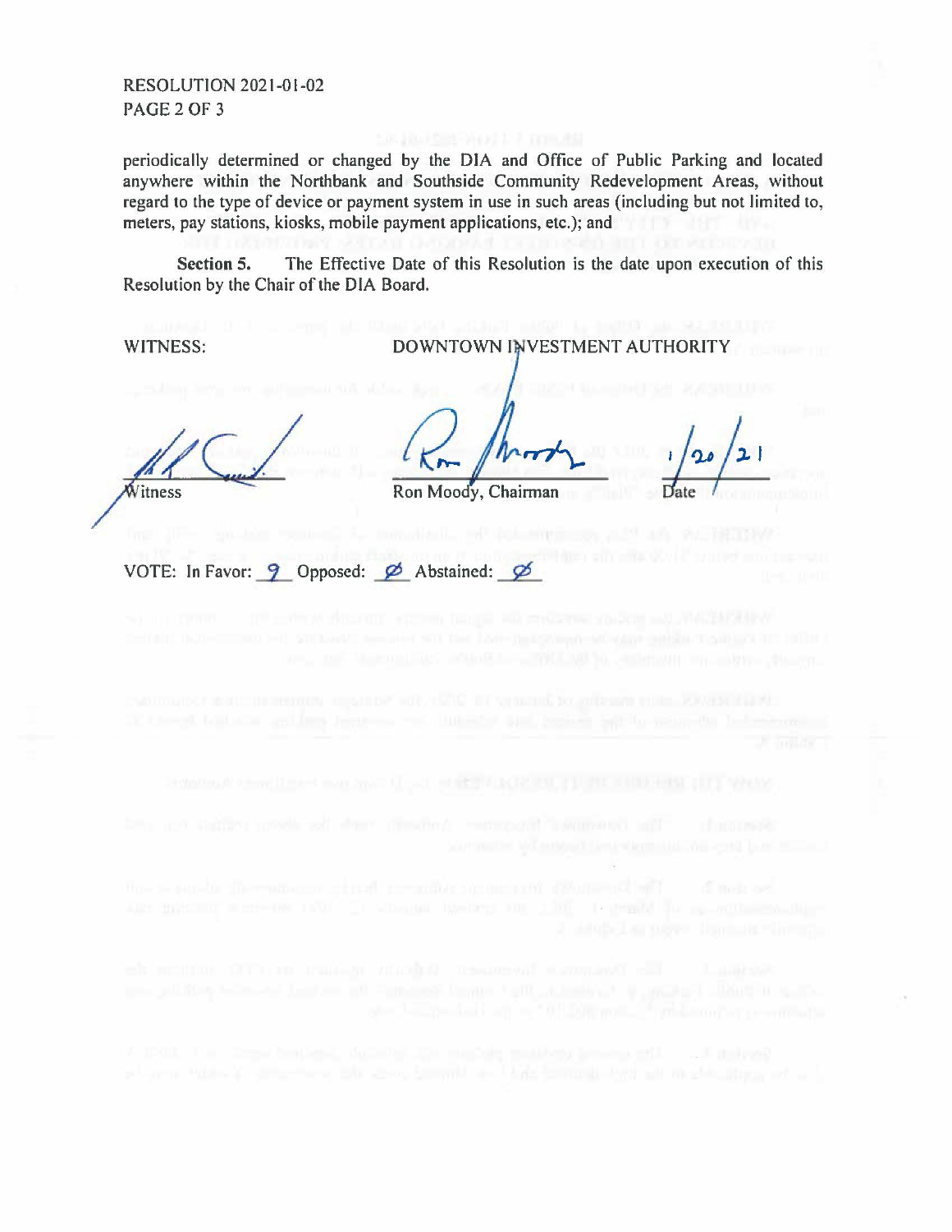RESOLUTION 2021-01-02

periodically determined or changed by the DIA and Office of Public Parking and located anywhere within the Northbank and Southside Community Redevelopment Areas, without regard to the type of device or payment system in use in such areas (including but not limited to, meters, pay stations, kiosks, mobile payment applications, etc.); and

**Section 5.** The Effective Date of this Resolution is the date upon execution of this Resolution by the Chair of the DIA Board.

WITNESS: DOWNTOWN INVESTMENT AUTHORITY

Witness

Ron Moody, Chairman

1/20/21
Date

VOTE: In Favor: 9 Opposed: Ø Abstained: Ø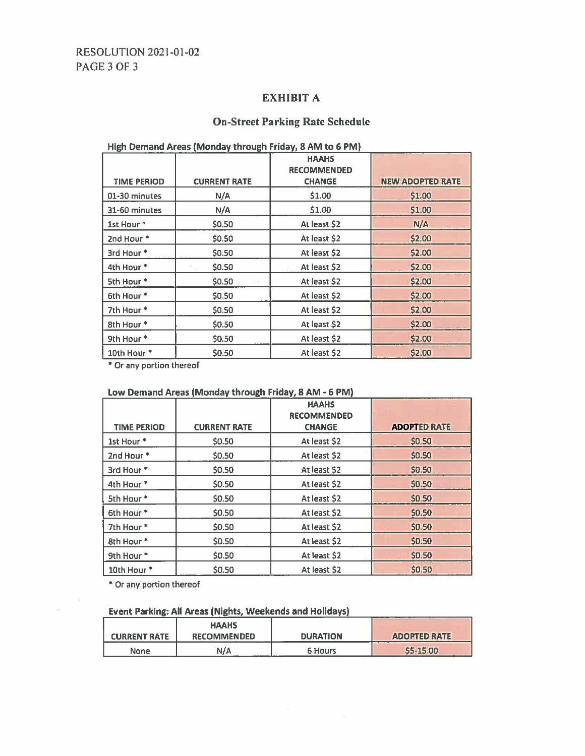RESOLUTION 2021-01-02

# EXHIBIT A

## On-Street Parking Rate Schedule

### High Demand Areas (Monday through Friday, 8 AM to 6 PM)

| TIME PERIOD | CURRENT RATE | HAAHS RECOMMENDED CHANGE | NEW ADOPTED RATE |
|---|---|---|---|
| 01-30 minutes | N/A | $1.00 | $1.00 |
| 31-60 minutes | N/A | $1.00 | $1.00 |
| 1st Hour * | $0.50 | At least $2 | N/A |
| 2nd Hour * | $0.50 | At least $2 | $2.00 |
| 3rd Hour * | $0.50 | At least $2 | $2.00 |
| 4th Hour * | $0.50 | At least $2 | $2.00 |
| 5th Hour * | $0.50 | At least $2 | $2.00 |
| 6th Hour * | $0.50 | At least $2 | $2.00 |
| 7th Hour * | $0.50 | At least $2 | $2.00 |
| 8th Hour * | $0.50 | At least $2 | $2.00 |
| 9th Hour * | $0.50 | At least $2 | $2.00 |
| 10th Hour * | $0.50 | At least $2 | $2.00 |

* Or any portion thereof

### Low Demand Areas (Monday through Friday, 8 AM - 6 PM)

| TIME PERIOD | CURRENT RATE | HAAHS RECOMMENDED CHANGE | ADOPTED RATE |
|---|---|---|---|
| 1st Hour * | $0.50 | At least $2 | $0.50 |
| 2nd Hour * | $0.50 | At least $2 | $0.50 |
| 3rd Hour * | $0.50 | At least $2 | $0.50 |
| 4th Hour * | $0.50 | At least $2 | $0.50 |
| 5th Hour * | $0.50 | At least $2 | $0.50 |
| 6th Hour * | $0.50 | At least $2 | $0.50 |
| 7th Hour * | $0.50 | At least $2 | $0.50 |
| 8th Hour * | $0.50 | At least $2 | $0.50 |
| 9th Hour * | $0.50 | At least $2 | $0.50 |
| 10th Hour * | $0.50 | At least $2 | $0.50 |

* Or any portion thereof

### Event Parking: All Areas (Nights, Weekends and Holidays)

| CURRENT RATE | HAAHS RECOMMENDED | DURATION | ADOPTED RATE |
|---|---|---|---|
| None | N/A | 6 Hours | $5-15.00 |